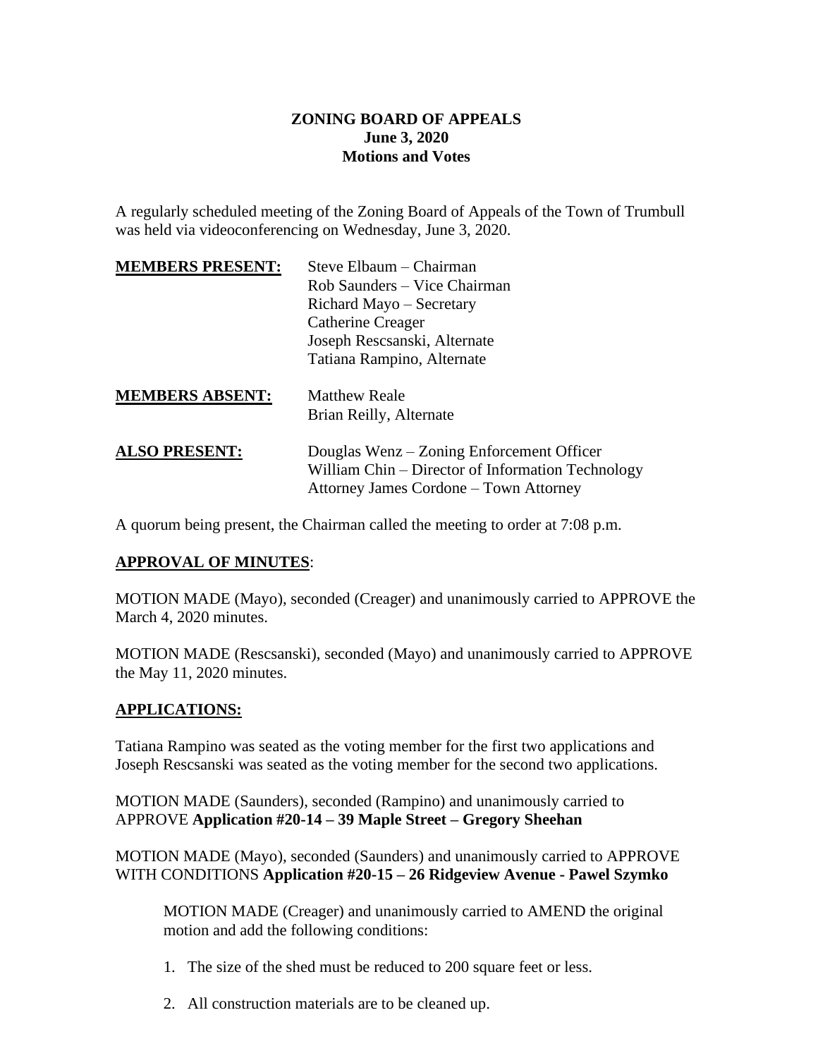**ZONING BOARD OF APPEALS**
**June 3, 2020**
**Motions and Votes**

A regularly scheduled meeting of the Zoning Board of Appeals of the Town of Trumbull was held via videoconferencing on Wednesday, June 3, 2020.

| **MEMBERS PRESENT:** | Steve Elbaum – Chairman<br>Rob Saunders – Vice Chairman<br>Richard Mayo – Secretary<br>Catherine Creager<br>Joseph Rescsanski, Alternate<br>Tatiana Rampino, Alternate |
|---|---|
| **MEMBERS ABSENT:** | Matthew Reale<br>Brian Reilly, Alternate |
| **ALSO PRESENT:** | Douglas Wenz – Zoning Enforcement Officer<br>William Chin – Director of Information Technology<br>Attorney James Cordone – Town Attorney |

A quorum being present, the Chairman called the meeting to order at 7:08 p.m.

**APPROVAL OF MINUTES**:

MOTION MADE (Mayo), seconded (Creager) and unanimously carried to APPROVE the March 4, 2020 minutes.

MOTION MADE (Rescsanski), seconded (Mayo) and unanimously carried to APPROVE the May 11, 2020 minutes.

**APPLICATIONS:**

Tatiana Rampino was seated as the voting member for the first two applications and Joseph Rescsanski was seated as the voting member for the second two applications.

MOTION MADE (Saunders), seconded (Rampino) and unanimously carried to APPROVE **Application #20-14 – 39 Maple Street – Gregory Sheehan**

MOTION MADE (Mayo), seconded (Saunders) and unanimously carried to APPROVE WITH CONDITIONS **Application #20-15 – 26 Ridgeview Avenue - Pawel Szymko**

> MOTION MADE (Creager) and unanimously carried to AMEND the original motion and add the following conditions:
>
> 1. The size of the shed must be reduced to 200 square feet or less.
>
> 2. All construction materials are to be cleaned up.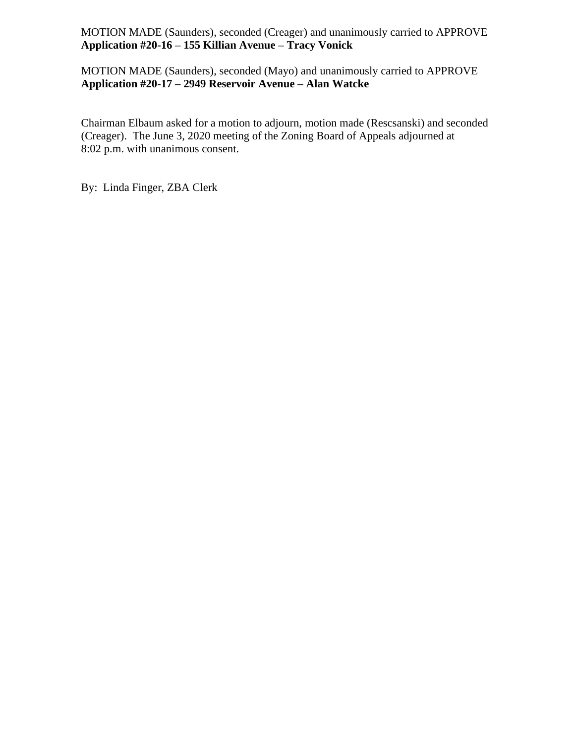MOTION MADE (Saunders), seconded (Creager) and unanimously carried to APPROVE **Application #20-16 – 155 Killian Avenue – Tracy Vonick**

MOTION MADE (Saunders), seconded (Mayo) and unanimously carried to APPROVE **Application #20-17 – 2949 Reservoir Avenue – Alan Watcke**

Chairman Elbaum asked for a motion to adjourn, motion made (Rescsanski) and seconded (Creager). The June 3, 2020 meeting of the Zoning Board of Appeals adjourned at 8:02 p.m. with unanimous consent.

By: Linda Finger, ZBA Clerk